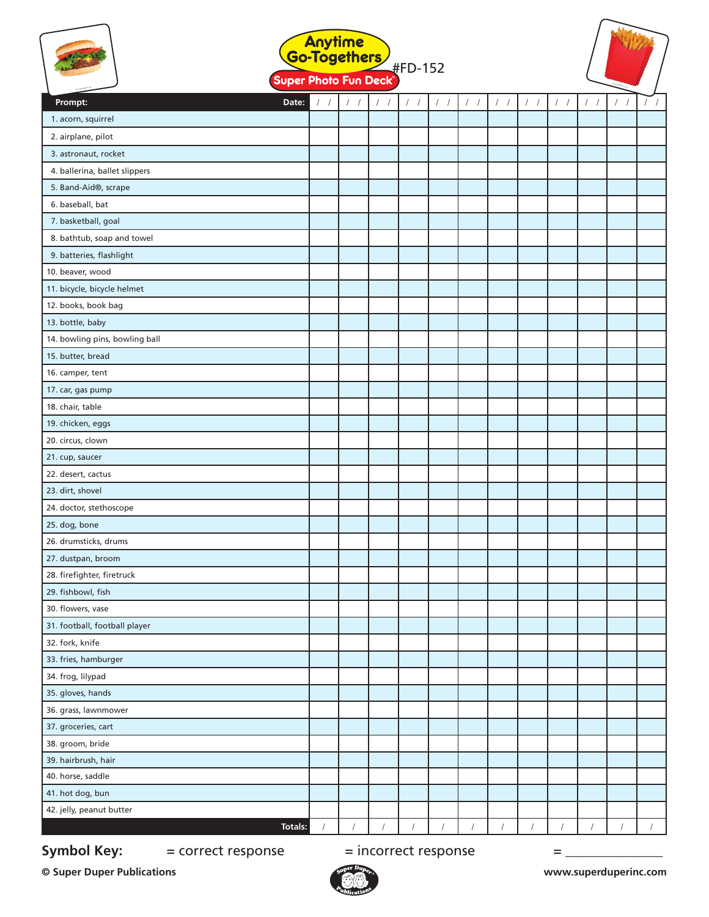# Anytime Go-Togethers

**Super Photo Fun Deck®** #FD-152

| Prompt: | Date: / / | / / | / / | / / | / / | / / | / / | / / | / / | / / | / / | / / |
|---|---|---|---|---|---|---|---|---|---|---|---|---|
| 1. acorn, squirrel | | | | | | | | | | | | |
| 2. airplane, pilot | | | | | | | | | | | | |
| 3. astronaut, rocket | | | | | | | | | | | | |
| 4. ballerina, ballet slippers | | | | | | | | | | | | |
| 5. Band-Aid®, scrape | | | | | | | | | | | | |
| 6. baseball, bat | | | | | | | | | | | | |
| 7. basketball, goal | | | | | | | | | | | | |
| 8. bathtub, soap and towel | | | | | | | | | | | | |
| 9. batteries, flashlight | | | | | | | | | | | | |
| 10. beaver, wood | | | | | | | | | | | | |
| 11. bicycle, bicycle helmet | | | | | | | | | | | | |
| 12. books, book bag | | | | | | | | | | | | |
| 13. bottle, baby | | | | | | | | | | | | |
| 14. bowling pins, bowling ball | | | | | | | | | | | | |
| 15. butter, bread | | | | | | | | | | | | |
| 16. camper, tent | | | | | | | | | | | | |
| 17. car, gas pump | | | | | | | | | | | | |
| 18. chair, table | | | | | | | | | | | | |
| 19. chicken, eggs | | | | | | | | | | | | |
| 20. circus, clown | | | | | | | | | | | | |
| 21. cup, saucer | | | | | | | | | | | | |
| 22. desert, cactus | | | | | | | | | | | | |
| 23. dirt, shovel | | | | | | | | | | | | |
| 24. doctor, stethoscope | | | | | | | | | | | | |
| 25. dog, bone | | | | | | | | | | | | |
| 26. drumsticks, drums | | | | | | | | | | | | |
| 27. dustpan, broom | | | | | | | | | | | | |
| 28. firefighter, firetruck | | | | | | | | | | | | |
| 29. fishbowl, fish | | | | | | | | | | | | |
| 30. flowers, vase | | | | | | | | | | | | |
| 31. football, football player | | | | | | | | | | | | |
| 32. fork, knife | | | | | | | | | | | | |
| 33. fries, hamburger | | | | | | | | | | | | |
| 34. frog, lilypad | | | | | | | | | | | | |
| 35. gloves, hands | | | | | | | | | | | | |
| 36. grass, lawnmower | | | | | | | | | | | | |
| 37. groceries, cart | | | | | | | | | | | | |
| 38. groom, bride | | | | | | | | | | | | |
| 39. hairbrush, hair | | | | | | | | | | | | |
| 40. horse, saddle | | | | | | | | | | | | |
| 41. hot dog, bun | | | | | | | | | | | | |
| 42. jelly, peanut butter | | | | | | | | | | | | |
| Totals: | / | / | / | / | / | / | / | / | / | / | / | / |

**Symbol Key:** = correct response = incorrect response = _______________

**© Super Duper Publications** www.superduperinc.com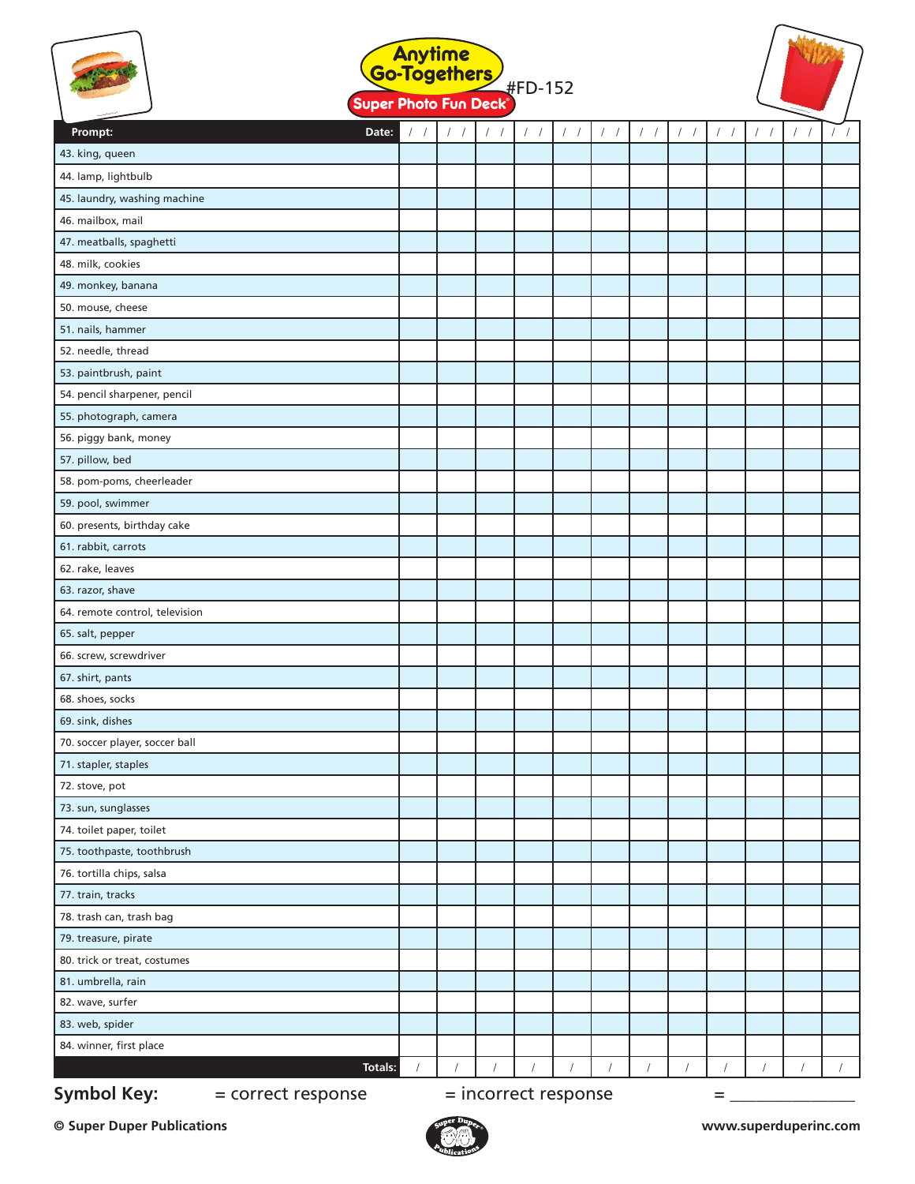# Anytime Go-Togethers

#FD-152

**Super Photo Fun Deck**

| Prompt: | Date: / / | / / | / / | / / | / / | / / | / / | / / | / / | / / | / / | / / |
|---|---|---|---|---|---|---|---|---|---|---|---|---|
| 43. king, queen | | | | | | | | | | | | |
| 44. lamp, lightbulb | | | | | | | | | | | | |
| 45. laundry, washing machine | | | | | | | | | | | | |
| 46. mailbox, mail | | | | | | | | | | | | |
| 47. meatballs, spaghetti | | | | | | | | | | | | |
| 48. milk, cookies | | | | | | | | | | | | |
| 49. monkey, banana | | | | | | | | | | | | |
| 50. mouse, cheese | | | | | | | | | | | | |
| 51. nails, hammer | | | | | | | | | | | | |
| 52. needle, thread | | | | | | | | | | | | |
| 53. paintbrush, paint | | | | | | | | | | | | |
| 54. pencil sharpener, pencil | | | | | | | | | | | | |
| 55. photograph, camera | | | | | | | | | | | | |
| 56. piggy bank, money | | | | | | | | | | | | |
| 57. pillow, bed | | | | | | | | | | | | |
| 58. pom-poms, cheerleader | | | | | | | | | | | | |
| 59. pool, swimmer | | | | | | | | | | | | |
| 60. presents, birthday cake | | | | | | | | | | | | |
| 61. rabbit, carrots | | | | | | | | | | | | |
| 62. rake, leaves | | | | | | | | | | | | |
| 63. razor, shave | | | | | | | | | | | | |
| 64. remote control, television | | | | | | | | | | | | |
| 65. salt, pepper | | | | | | | | | | | | |
| 66. screw, screwdriver | | | | | | | | | | | | |
| 67. shirt, pants | | | | | | | | | | | | |
| 68. shoes, socks | | | | | | | | | | | | |
| 69. sink, dishes | | | | | | | | | | | | |
| 70. soccer player, soccer ball | | | | | | | | | | | | |
| 71. stapler, staples | | | | | | | | | | | | |
| 72. stove, pot | | | | | | | | | | | | |
| 73. sun, sunglasses | | | | | | | | | | | | |
| 74. toilet paper, toilet | | | | | | | | | | | | |
| 75. toothpaste, toothbrush | | | | | | | | | | | | |
| 76. tortilla chips, salsa | | | | | | | | | | | | |
| 77. train, tracks | | | | | | | | | | | | |
| 78. trash can, trash bag | | | | | | | | | | | | |
| 79. treasure, pirate | | | | | | | | | | | | |
| 80. trick or treat, costumes | | | | | | | | | | | | |
| 81. umbrella, rain | | | | | | | | | | | | |
| 82. wave, surfer | | | | | | | | | | | | |
| 83. web, spider | | | | | | | | | | | | |
| 84. winner, first place | | | | | | | | | | | | |
| Totals: | / | / | / | / | / | / | / | / | / | / | / | / |

**Symbol Key:** = correct response = incorrect response = _______________

© Super Duper Publications

www.superduperinc.com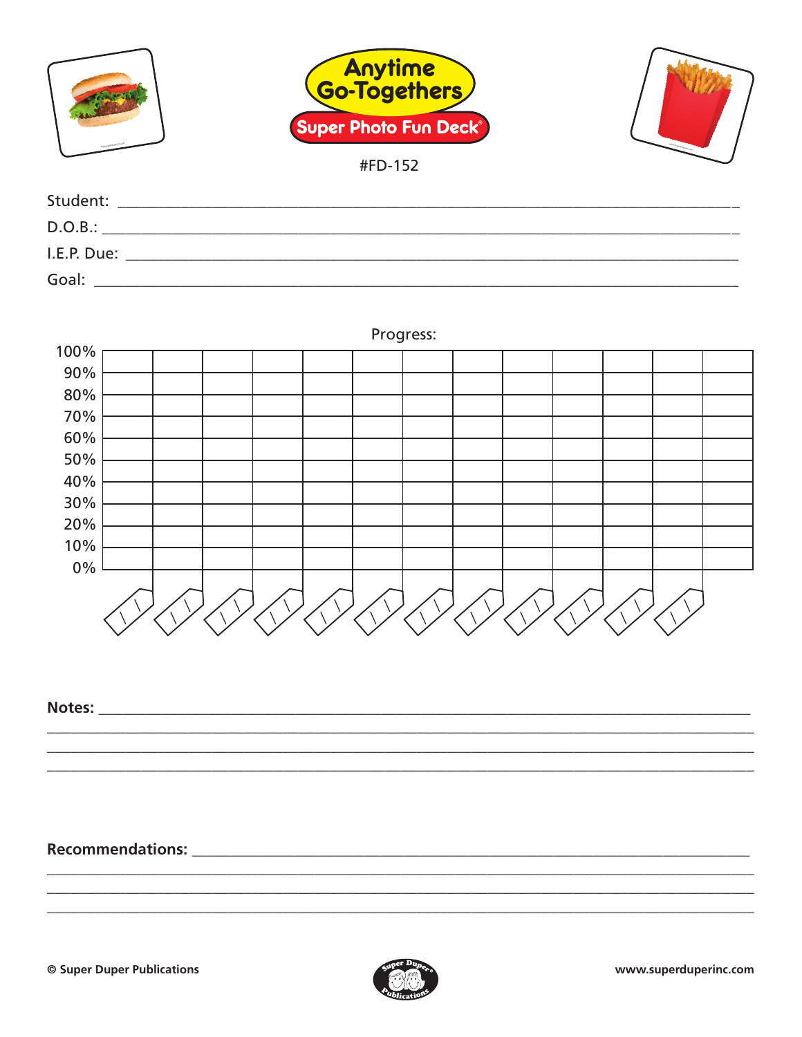# Anytime Go-Togethers

## Super Photo Fun Deck®

#FD-152

Student: ___________________________________________

D.O.B.: ___________________________________________

I.E.P. Due: ___________________________________________

Goal: ___________________________________________

Progress:

100%
90%
80%
70%
60%
50%
40%
30%
20%
10%
0%

**Notes:** ___________________________________________

___________________________________________

___________________________________________

___________________________________________

**Recommendations:** ___________________________________________

___________________________________________

___________________________________________

___________________________________________

**© Super Duper Publications** **www.superduperinc.com**